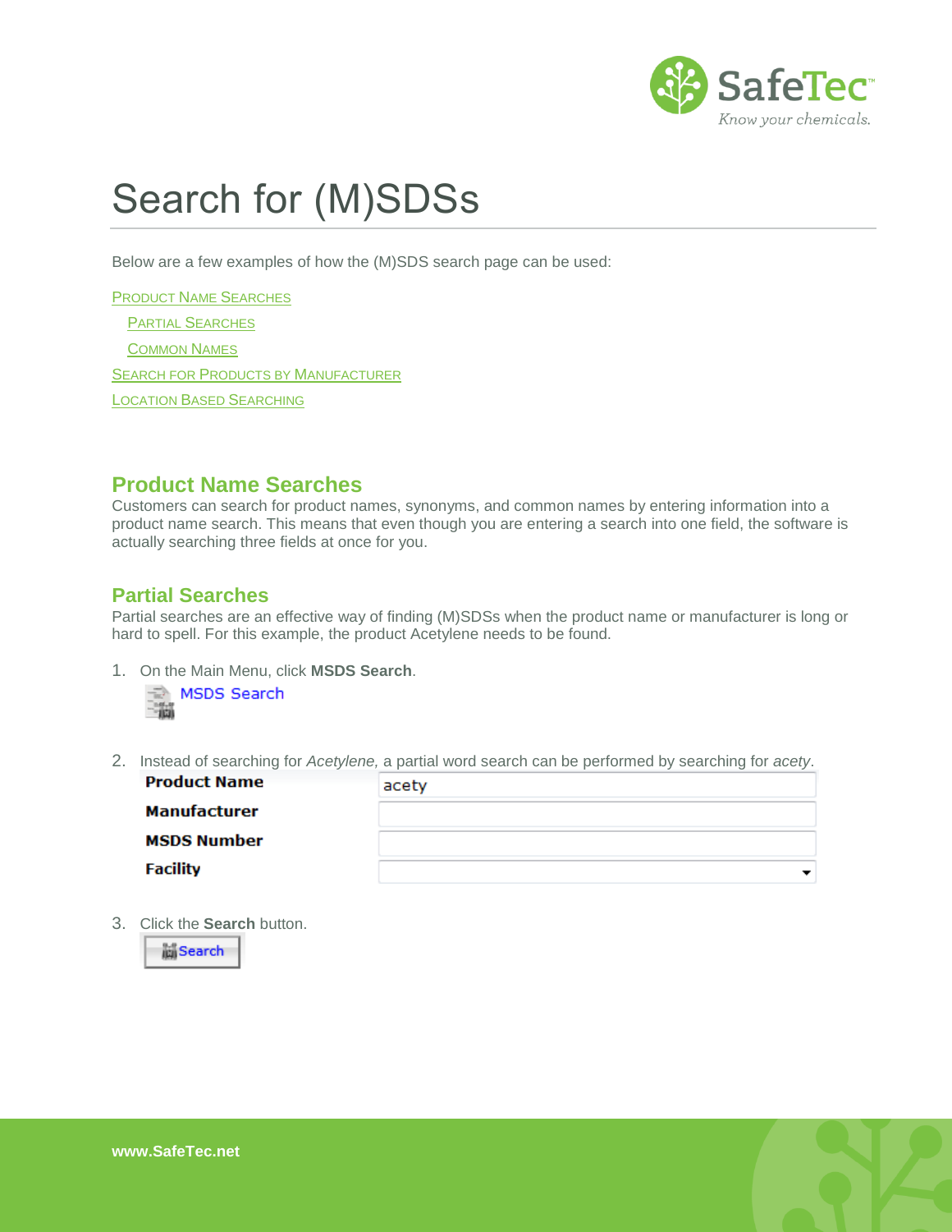# Search for (M)SDSs

Below are a few examples of how the (M)SDS search page can be used:

- Product Name Searches
  - Partial Searches
  - Common Names
- Search for Products by Manufacturer
- Location Based Searching

## Product Name Searches

Customers can search for product names, synonyms, and common names by entering information into a product name search. This means that even though you are entering a search into one field, the software is actually searching three fields at once for you.

## Partial Searches

Partial searches are an effective way of finding (M)SDSs when the product name or manufacturer is long or hard to spell. For this example, the product Acetylene needs to be found.

1. On the Main Menu, click **MSDS Search**.

   MSDS Search

2. Instead of searching for *Acetylene,* a partial word search can be performed by searching for *acety*.

| | |
|---|---|
| **Product Name** | acety |
| **Manufacturer** | |
| **MSDS Number** | |
| **Facility** | |

3. Click the **Search** button.

   Search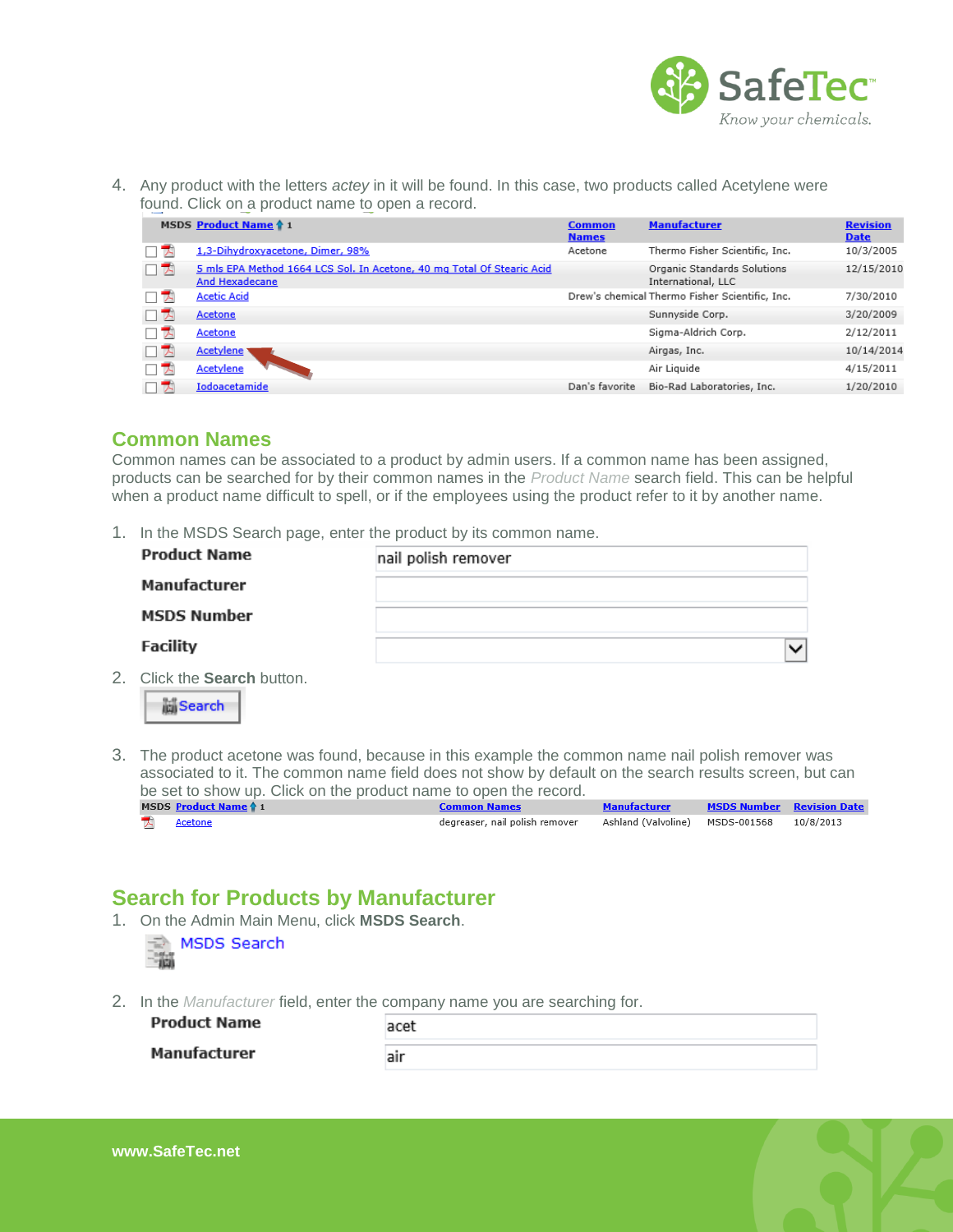4. Any product with the letters *actey* in it will be found. In this case, two products called Acetylene were found. Click on a product name to open a record.

| MSDS | Product Name ↑ 1 | Common Names | Manufacturer | Revision Date |
|---|---|---|---|---|
| | 1,3-Dihydroxyacetone, Dimer, 98% | Acetone | Thermo Fisher Scientific, Inc. | 10/3/2005 |
| | 5 mls EPA Method 1664 LCS Sol. In Acetone, 40 mg Total Of Stearic Acid And Hexadecane | | Organic Standards Solutions International, LLC | 12/15/2010 |
| | Acetic Acid | Drew's chemical | Thermo Fisher Scientific, Inc. | 7/30/2010 |
| | Acetone | | Sunnyside Corp. | 3/20/2009 |
| | Acetone | | Sigma-Aldrich Corp. | 2/12/2011 |
| | Acetylene | | Airgas, Inc. | 10/14/2014 |
| | Acetylene | | Air Liquide | 4/15/2011 |
| | Iodoacetamide | Dan's favorite | Bio-Rad Laboratories, Inc. | 1/20/2010 |

## Common Names

Common names can be associated to a product by admin users. If a common name has been assigned, products can be searched for by their common names in the *Product Name* search field. This can be helpful when a product name difficult to spell, or if the employees using the product refer to it by another name.

1. In the MSDS Search page, enter the product by its common name.

| | |
|---|---|
| **Product Name** | nail polish remover |
| **Manufacturer** | |
| **MSDS Number** | |
| **Facility** | |

2. Click the **Search** button.

   Search

3. The product acetone was found, because in this example the common name nail polish remover was associated to it. The common name field does not show by default on the search results screen, but can be set to show up. Click on the product name to open the record.

| MSDS | Product Name ↑ 1 | Common Names | Manufacturer | MSDS Number | Revision Date |
|---|---|---|---|---|---|
| | Acetone | degreaser, nail polish remover | Ashland (Valvoline) | MSDS-001568 | 10/8/2013 |

## Search for Products by Manufacturer

1. On the Admin Main Menu, click **MSDS Search**.

   MSDS Search

2. In the *Manufacturer* field, enter the company name you are searching for.

| | |
|---|---|
| **Product Name** | acet |
| **Manufacturer** | air |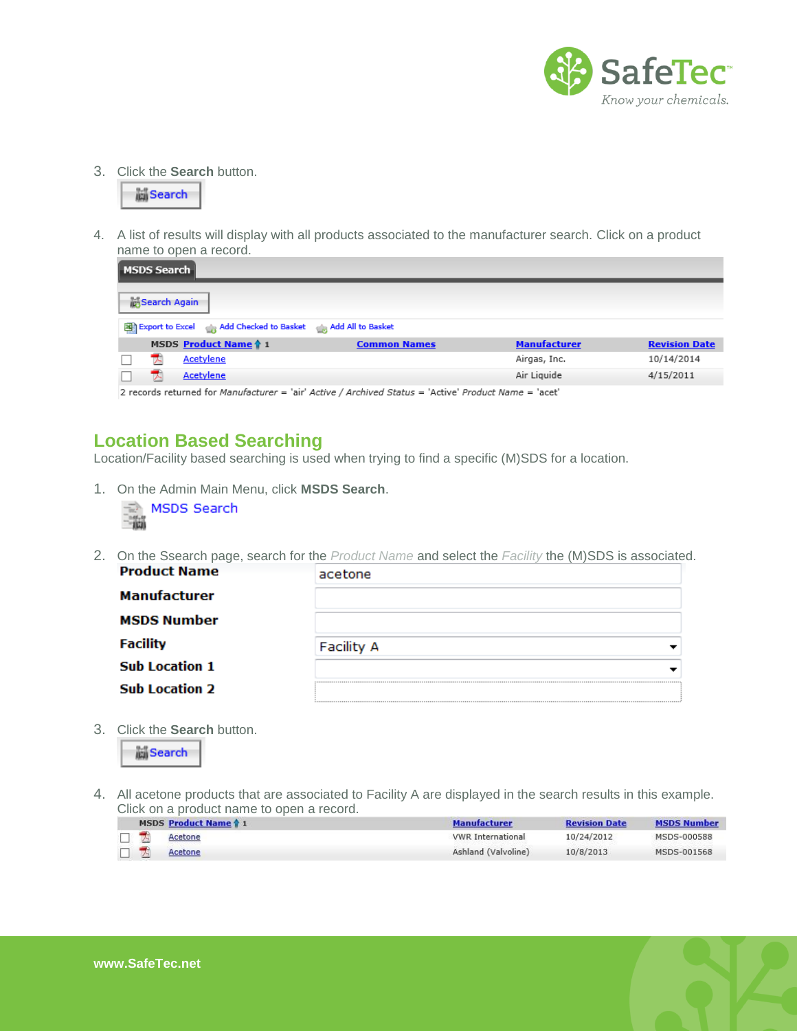3. Click the **Search** button.

   Search

4. A list of results will display with all products associated to the manufacturer search. Click on a product name to open a record.

MSDS Search

Search Again

Export to Excel | Add Checked to Basket | Add All to Basket

| | MSDS | Product Name ↑ 1 | Common Names | Manufacturer | Revision Date |
|---|---|---|---|---|---|
| ☐ | | Acetylene | | Airgas, Inc. | 10/14/2014 |
| ☐ | | Acetylene | | Air Liquide | 4/15/2011 |

2 records returned for *Manufacturer* = 'air' *Active / Archived Status* = 'Active' *Product Name* = 'acet'

## Location Based Searching

Location/Facility based searching is used when trying to find a specific (M)SDS for a location.

1. On the Admin Main Menu, click **MSDS Search**.

   MSDS Search

2. On the Ssearch page, search for the *Product Name* and select the *Facility* the (M)SDS is associated.

| | |
|---|---|
| **Product Name** | acetone |
| **Manufacturer** | |
| **MSDS Number** | |
| **Facility** | Facility A |
| **Sub Location 1** | |
| **Sub Location 2** | |

3. Click the **Search** button.

   Search

4. All acetone products that are associated to Facility A are displayed in the search results in this example. Click on a product name to open a record.

| | MSDS | Product Name ↑ 1 | Manufacturer | Revision Date | MSDS Number |
|---|---|---|---|---|---|
| ☐ | | Acetone | VWR International | 10/24/2012 | MSDS-000588 |
| ☐ | | Acetone | Ashland (Valvoline) | 10/8/2013 | MSDS-001568 |